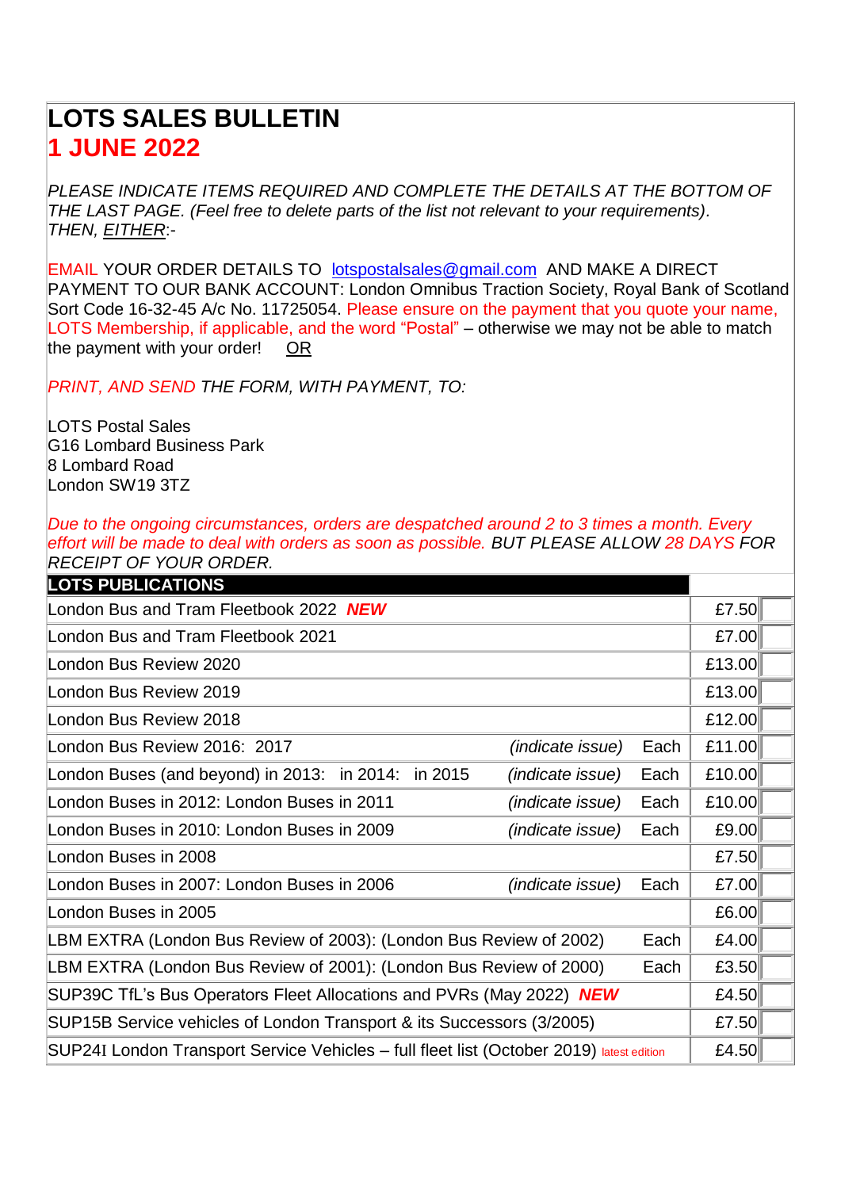# LOTS SALES BULLETIN
## 1 JUNE 2022

*PLEASE INDICATE ITEMS REQUIRED AND COMPLETE THE DETAILS AT THE BOTTOM OF THE LAST PAGE. (Feel free to delete parts of the list not relevant to your requirements). THEN, EITHER:-*

EMAIL YOUR ORDER DETAILS TO lotspostalsales@gmail.com AND MAKE A DIRECT PAYMENT TO OUR BANK ACCOUNT: London Omnibus Traction Society, Royal Bank of Scotland Sort Code 16-32-45 A/c No. 11725054. Please ensure on the payment that you quote your name, LOTS Membership, if applicable, and the word "Postal" – otherwise we may not be able to match the payment with your order! OR

*PRINT, AND SEND THE FORM, WITH PAYMENT, TO:*

LOTS Postal Sales
G16 Lombard Business Park
8 Lombard Road
London SW19 3TZ

*Due to the ongoing circumstances, orders are despatched around 2 to 3 times a month. Every effort will be made to deal with orders as soon as possible. BUT PLEASE ALLOW 28 DAYS FOR RECEIPT OF YOUR ORDER.*

| LOTS PUBLICATIONS | | | | |
|---|---|---|---|---|
| London Bus and Tram Fleetbook 2022 ***NEW*** | | | £7.50 | |
| London Bus and Tram Fleetbook 2021 | | | £7.00 | |
| London Bus Review 2020 | | | £13.00 | |
| London Bus Review 2019 | | | £13.00 | |
| London Bus Review 2018 | | | £12.00 | |
| London Bus Review 2016: 2017 | *(indicate issue)* | Each | £11.00 | |
| London Buses (and beyond) in 2013: in 2014: in 2015 | *(indicate issue)* | Each | £10.00 | |
| London Buses in 2012: London Buses in 2011 | *(indicate issue)* | Each | £10.00 | |
| London Buses in 2010: London Buses in 2009 | *(indicate issue)* | Each | £9.00 | |
| London Buses in 2008 | | | £7.50 | |
| London Buses in 2007: London Buses in 2006 | *(indicate issue)* | Each | £7.00 | |
| London Buses in 2005 | | | £6.00 | |
| LBM EXTRA (London Bus Review of 2003): (London Bus Review of 2002) | | Each | £4.00 | |
| LBM EXTRA (London Bus Review of 2001): (London Bus Review of 2000) | | Each | £3.50 | |
| SUP39C TfL's Bus Operators Fleet Allocations and PVRs (May 2022) ***NEW*** | | | £4.50 | |
| SUP15B Service vehicles of London Transport & its Successors (3/2005) | | | £7.50 | |
| SUP24I London Transport Service Vehicles – full fleet list (October 2019) latest edition | | | £4.50 | |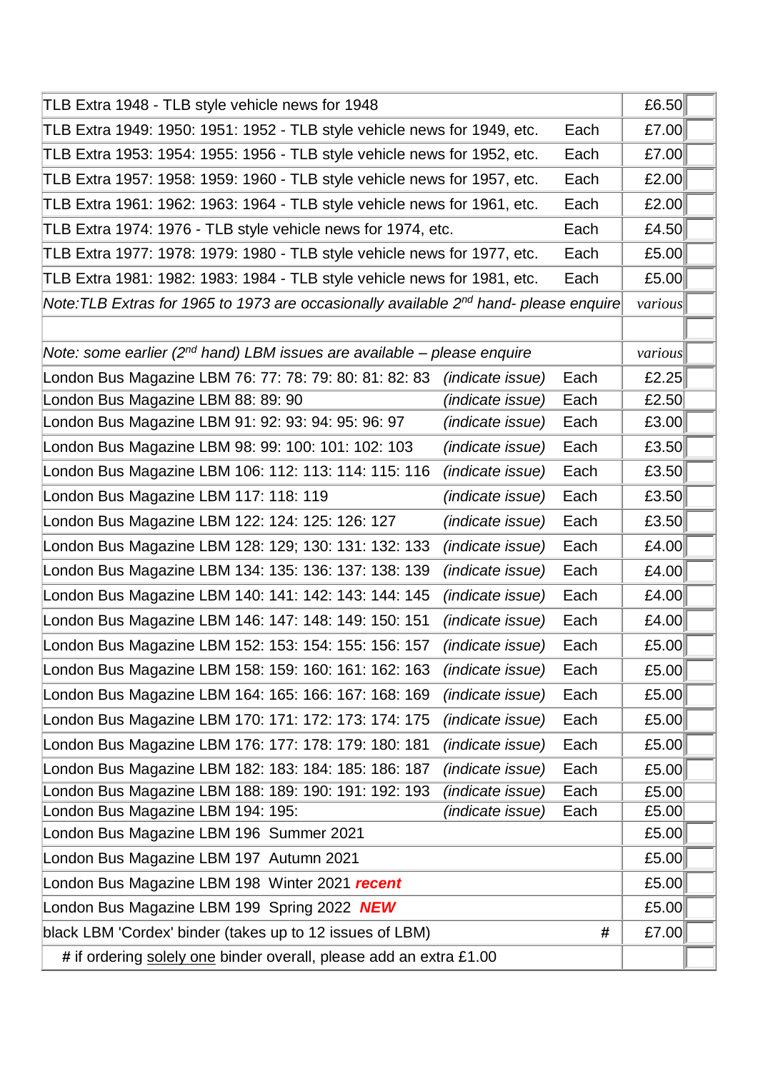| | | | |
|---|---|---|---|
| TLB Extra 1948 - TLB style vehicle news for 1948 | | £6.50 | |
| TLB Extra 1949: 1950: 1951: 1952 - TLB style vehicle news for 1949, etc. | Each | £7.00 | |
| TLB Extra 1953: 1954: 1955: 1956 - TLB style vehicle news for 1952, etc. | Each | £7.00 | |
| TLB Extra 1957: 1958: 1959: 1960 - TLB style vehicle news for 1957, etc. | Each | £2.00 | |
| TLB Extra 1961: 1962: 1963: 1964 - TLB style vehicle news for 1961, etc. | Each | £2.00 | |
| TLB Extra 1974: 1976 - TLB style vehicle news for 1974, etc. | Each | £4.50 | |
| TLB Extra 1977: 1978: 1979: 1980 - TLB style vehicle news for 1977, etc. | Each | £5.00 | |
| TLB Extra 1981: 1982: 1983: 1984 - TLB style vehicle news for 1981, etc. | Each | £5.00 | |
| *Note:TLB Extras for 1965 to 1973 are occasionally available 2nd hand- please enquire* | | *various* | |
| | | | |
| *Note: some earlier (2nd hand) LBM issues are available – please enquire* | | *various* | |
| London Bus Magazine LBM 76: 77: 78: 79: 80: 81: 82: 83 *(indicate issue)* | Each | £2.25 | |
| London Bus Magazine LBM 88: 89: 90 *(indicate issue)* | Each | £2.50 | |
| London Bus Magazine LBM 91: 92: 93: 94: 95: 96: 97 *(indicate issue)* | Each | £3.00 | |
| London Bus Magazine LBM 98: 99: 100: 101: 102: 103 *(indicate issue)* | Each | £3.50 | |
| London Bus Magazine LBM 106: 112: 113: 114: 115: 116 *(indicate issue)* | Each | £3.50 | |
| London Bus Magazine LBM 117: 118: 119 *(indicate issue)* | Each | £3.50 | |
| London Bus Magazine LBM 122: 124: 125: 126: 127 *(indicate issue)* | Each | £3.50 | |
| London Bus Magazine LBM 128: 129; 130: 131: 132: 133 *(indicate issue)* | Each | £4.00 | |
| London Bus Magazine LBM 134: 135: 136: 137: 138: 139 *(indicate issue)* | Each | £4.00 | |
| London Bus Magazine LBM 140: 141: 142: 143: 144: 145 *(indicate issue)* | Each | £4.00 | |
| London Bus Magazine LBM 146: 147: 148: 149: 150: 151 *(indicate issue)* | Each | £4.00 | |
| London Bus Magazine LBM 152: 153: 154: 155: 156: 157 *(indicate issue)* | Each | £5.00 | |
| London Bus Magazine LBM 158: 159: 160: 161: 162: 163 *(indicate issue)* | Each | £5.00 | |
| London Bus Magazine LBM 164: 165: 166: 167: 168: 169 *(indicate issue)* | Each | £5.00 | |
| London Bus Magazine LBM 170: 171: 172: 173: 174: 175 *(indicate issue)* | Each | £5.00 | |
| London Bus Magazine LBM 176: 177: 178: 179: 180: 181 *(indicate issue)* | Each | £5.00 | |
| London Bus Magazine LBM 182: 183: 184: 185: 186: 187 *(indicate issue)* | Each | £5.00 | |
| London Bus Magazine LBM 188: 189: 190: 191: 192: 193 *(indicate issue)* | Each | £5.00 | |
| London Bus Magazine LBM 194: 195: *(indicate issue)* | Each | £5.00 | |
| London Bus Magazine LBM 196 Summer 2021 | | £5.00 | |
| London Bus Magazine LBM 197 Autumn 2021 | | £5.00 | |
| London Bus Magazine LBM 198 Winter 2021 ***recent*** | | £5.00 | |
| London Bus Magazine LBM 199 Spring 2022 ***NEW*** | | £5.00 | |
| black LBM 'Cordex' binder (takes up to 12 issues of LBM) | # | £7.00 | |
| # if ordering solely one binder overall, please add an extra £1.00 | | | |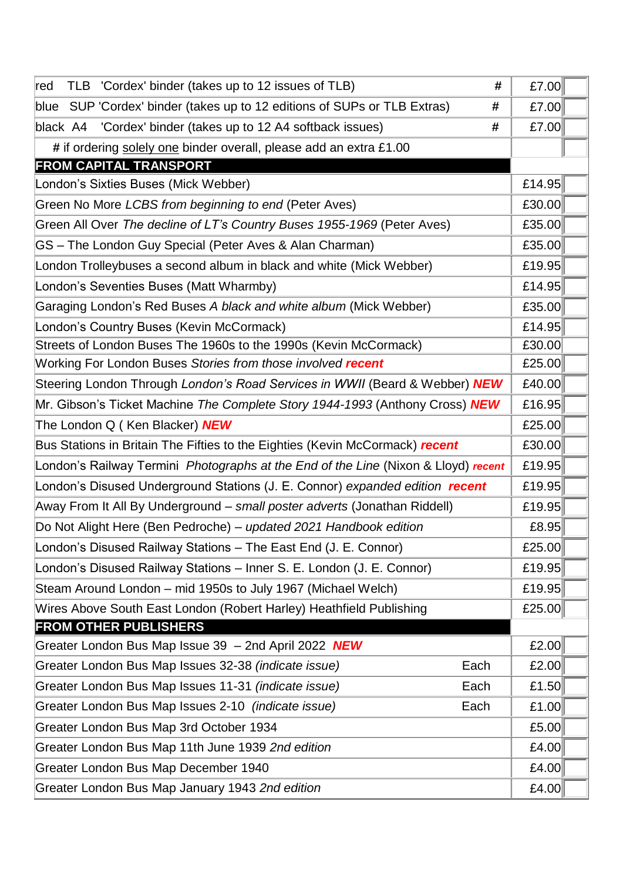| Item | | Price | |
|---|---|---|---|
| red TLB 'Cordex' binder (takes up to 12 issues of TLB) | # | £7.00 | |
| blue SUP 'Cordex' binder (takes up to 12 editions of SUPs or TLB Extras) | # | £7.00 | |
| black A4 'Cordex' binder (takes up to 12 A4 softback issues) | # | £7.00 | |
| # if ordering solely one binder overall, please add an extra £1.00 | | | |
| **FROM CAPITAL TRANSPORT** | | | |
| London's Sixties Buses (Mick Webber) | | £14.95 | |
| Green No More *LCBS from beginning to end* (Peter Aves) | | £30.00 | |
| Green All Over *The decline of LT's Country Buses 1955-1969* (Peter Aves) | | £35.00 | |
| GS – The London Guy Special (Peter Aves & Alan Charman) | | £35.00 | |
| London Trolleybuses a second album in black and white (Mick Webber) | | £19.95 | |
| London's Seventies Buses (Matt Wharmby) | | £14.95 | |
| Garaging London's Red Buses *A black and white album* (Mick Webber) | | £35.00 | |
| London's Country Buses (Kevin McCormack) | | £14.95 | |
| Streets of London Buses The 1960s to the 1990s (Kevin McCormack) | | £30.00 | |
| Working For London Buses *Stories from those involved* ***recent*** | | £25.00 | |
| Steering London Through *London's Road Services in WWII* (Beard & Webber) ***NEW*** | | £40.00 | |
| Mr. Gibson's Ticket Machine *The Complete Story 1944-1993* (Anthony Cross) ***NEW*** | | £16.95 | |
| The London Q ( Ken Blacker) ***NEW*** | | £25.00 | |
| Bus Stations in Britain The Fifties to the Eighties (Kevin McCormack) ***recent*** | | £30.00 | |
| London's Railway Termini *Photographs at the End of the Line* (Nixon & Lloyd) ***recent*** | | £19.95 | |
| London's Disused Underground Stations (J. E. Connor) *expanded edition* ***recent*** | | £19.95 | |
| Away From It All By Underground – *small poster adverts* (Jonathan Riddell) | | £19.95 | |
| Do Not Alight Here (Ben Pedroche) – *updated 2021 Handbook edition* | | £8.95 | |
| London's Disused Railway Stations – The East End (J. E. Connor) | | £25.00 | |
| London's Disused Railway Stations – Inner S. E. London (J. E. Connor) | | £19.95 | |
| Steam Around London – mid 1950s to July 1967 (Michael Welch) | | £19.95 | |
| Wires Above South East London (Robert Harley) Heathfield Publishing | | £25.00 | |
| **FROM OTHER PUBLISHERS** | | | |
| Greater London Bus Map Issue 39 – 2nd April 2022 ***NEW*** | | £2.00 | |
| Greater London Bus Map Issues 32-38 *(indicate issue)* | Each | £2.00 | |
| Greater London Bus Map Issues 11-31 *(indicate issue)* | Each | £1.50 | |
| Greater London Bus Map Issues 2-10 *(indicate issue)* | Each | £1.00 | |
| Greater London Bus Map 3rd October 1934 | | £5.00 | |
| Greater London Bus Map 11th June 1939 *2nd edition* | | £4.00 | |
| Greater London Bus Map December 1940 | | £4.00 | |
| Greater London Bus Map January 1943 *2nd edition* | | £4.00 | |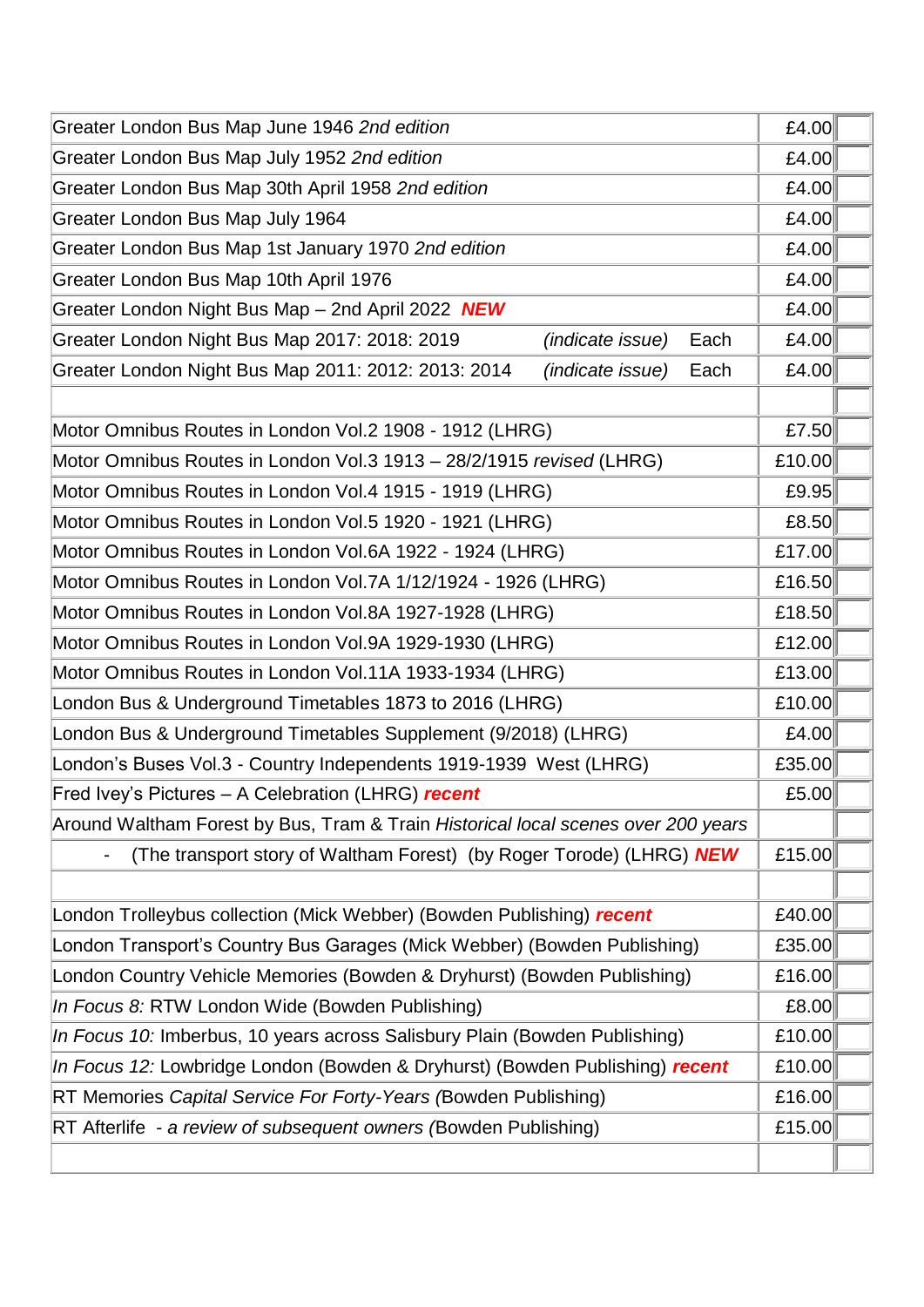| | | |
|---|---|---|
| Greater London Bus Map June 1946 *2nd edition* | £4.00 | |
| Greater London Bus Map July 1952 *2nd edition* | £4.00 | |
| Greater London Bus Map 30th April 1958 *2nd edition* | £4.00 | |
| Greater London Bus Map July 1964 | £4.00 | |
| Greater London Bus Map 1st January 1970 *2nd edition* | £4.00 | |
| Greater London Bus Map 10th April 1976 | £4.00 | |
| Greater London Night Bus Map – 2nd April 2022 ***NEW*** | £4.00 | |
| Greater London Night Bus Map 2017: 2018: 2019 *(indicate issue)* Each | £4.00 | |
| Greater London Night Bus Map 2011: 2012: 2013: 2014 *(indicate issue)* Each | £4.00 | |
| | | |
| Motor Omnibus Routes in London Vol.2 1908 - 1912 (LHRG) | £7.50 | |
| Motor Omnibus Routes in London Vol.3 1913 – 28/2/1915 *revised* (LHRG) | £10.00 | |
| Motor Omnibus Routes in London Vol.4 1915 - 1919 (LHRG) | £9.95 | |
| Motor Omnibus Routes in London Vol.5 1920 - 1921 (LHRG) | £8.50 | |
| Motor Omnibus Routes in London Vol.6A 1922 - 1924 (LHRG) | £17.00 | |
| Motor Omnibus Routes in London Vol.7A 1/12/1924 - 1926 (LHRG) | £16.50 | |
| Motor Omnibus Routes in London Vol.8A 1927-1928 (LHRG) | £18.50 | |
| Motor Omnibus Routes in London Vol.9A 1929-1930 (LHRG) | £12.00 | |
| Motor Omnibus Routes in London Vol.11A 1933-1934 (LHRG) | £13.00 | |
| London Bus & Underground Timetables 1873 to 2016 (LHRG) | £10.00 | |
| London Bus & Underground Timetables Supplement (9/2018) (LHRG) | £4.00 | |
| London's Buses Vol.3 - Country Independents 1919-1939 West (LHRG) | £35.00 | |
| Fred Ivey's Pictures – A Celebration (LHRG) ***recent*** | £5.00 | |
| Around Waltham Forest by Bus, Tram & Train *Historical local scenes over 200 years* | | |
| - (The transport story of Waltham Forest) (by Roger Torode) (LHRG) ***NEW*** | £15.00 | |
| | | |
| London Trolleybus collection (Mick Webber) (Bowden Publishing) ***recent*** | £40.00 | |
| London Transport's Country Bus Garages (Mick Webber) (Bowden Publishing) | £35.00 | |
| London Country Vehicle Memories (Bowden & Dryhurst) (Bowden Publishing) | £16.00 | |
| *In Focus 8:* RTW London Wide (Bowden Publishing) | £8.00 | |
| *In Focus 10:* Imberbus, 10 years across Salisbury Plain (Bowden Publishing) | £10.00 | |
| *In Focus 12:* Lowbridge London (Bowden & Dryhurst) (Bowden Publishing) ***recent*** | £10.00 | |
| RT Memories *Capital Service For Forty-Years (*Bowden Publishing) | £16.00 | |
| RT Afterlife *- a review of subsequent owners (*Bowden Publishing) | £15.00 | |
| | | |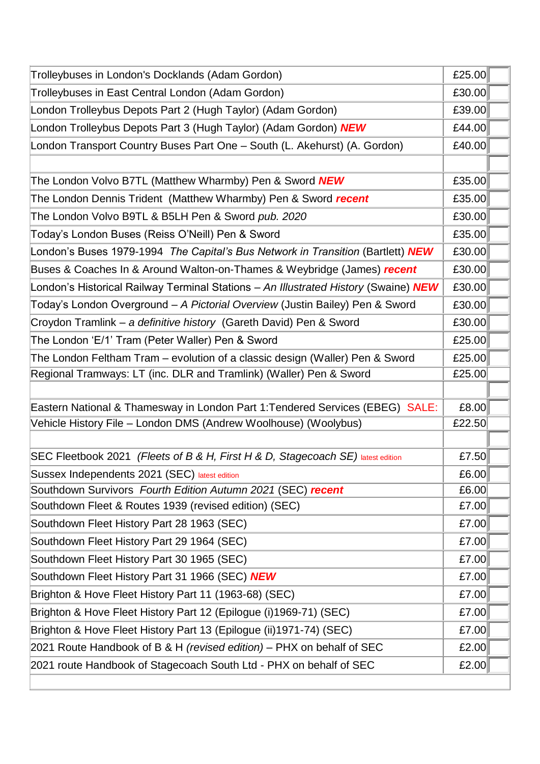| | | |
|---|---|---|
| Trolleybuses in London's Docklands (Adam Gordon) | £25.00 | |
| Trolleybuses in East Central London (Adam Gordon) | £30.00 | |
| London Trolleybus Depots Part 2 (Hugh Taylor) (Adam Gordon) | £39.00 | |
| London Trolleybus Depots Part 3 (Hugh Taylor) (Adam Gordon) ***NEW*** | £44.00 | |
| London Transport Country Buses Part One – South (L. Akehurst) (A. Gordon) | £40.00 | |
| | | |
| The London Volvo B7TL (Matthew Wharmby) Pen & Sword ***NEW*** | £35.00 | |
| The London Dennis Trident (Matthew Wharmby) Pen & Sword ***recent*** | £35.00 | |
| The London Volvo B9TL & B5LH Pen & Sword *pub. 2020* | £30.00 | |
| Today's London Buses (Reiss O'Neill) Pen & Sword | £35.00 | |
| London's Buses 1979-1994 *The Capital's Bus Network in Transition* (Bartlett) ***NEW*** | £30.00 | |
| Buses & Coaches In & Around Walton-on-Thames & Weybridge (James) ***recent*** | £30.00 | |
| London's Historical Railway Terminal Stations – *An Illustrated History* (Swaine) ***NEW*** | £30.00 | |
| Today's London Overground – *A Pictorial Overview* (Justin Bailey) Pen & Sword | £30.00 | |
| Croydon Tramlink – *a definitive history* (Gareth David) Pen & Sword | £30.00 | |
| The London 'E/1' Tram (Peter Waller) Pen & Sword | £25.00 | |
| The London Feltham Tram – evolution of a classic design (Waller) Pen & Sword | £25.00 | |
| Regional Tramways: LT (inc. DLR and Tramlink) (Waller) Pen & Sword | £25.00 | |
| | | |
| Eastern National & Thamesway in London Part 1:Tendered Services (EBEG) SALE: | £8.00 | |
| Vehicle History File – London DMS (Andrew Woolhouse) (Woolybus) | £22.50 | |
| | | |
| SEC Fleetbook 2021 *(Fleets of B & H, First H & D, Stagecoach SE)* latest edition | £7.50 | |
| Sussex Independents 2021 (SEC) latest edition | £6.00 | |
| Southdown Survivors *Fourth Edition Autumn 2021* (SEC) ***recent*** | £6.00 | |
| Southdown Fleet & Routes 1939 (revised edition) (SEC) | £7.00 | |
| Southdown Fleet History Part 28 1963 (SEC) | £7.00 | |
| Southdown Fleet History Part 29 1964 (SEC) | £7.00 | |
| Southdown Fleet History Part 30 1965 (SEC) | £7.00 | |
| Southdown Fleet History Part 31 1966 (SEC) ***NEW*** | £7.00 | |
| Brighton & Hove Fleet History Part 11 (1963-68) (SEC) | £7.00 | |
| Brighton & Hove Fleet History Part 12 (Epilogue (i)1969-71) (SEC) | £7.00 | |
| Brighton & Hove Fleet History Part 13 (Epilogue (ii)1971-74) (SEC) | £7.00 | |
| 2021 Route Handbook of B & H *(revised edition)* – PHX on behalf of SEC | £2.00 | |
| 2021 route Handbook of Stagecoach South Ltd - PHX on behalf of SEC | £2.00 | |
| | | |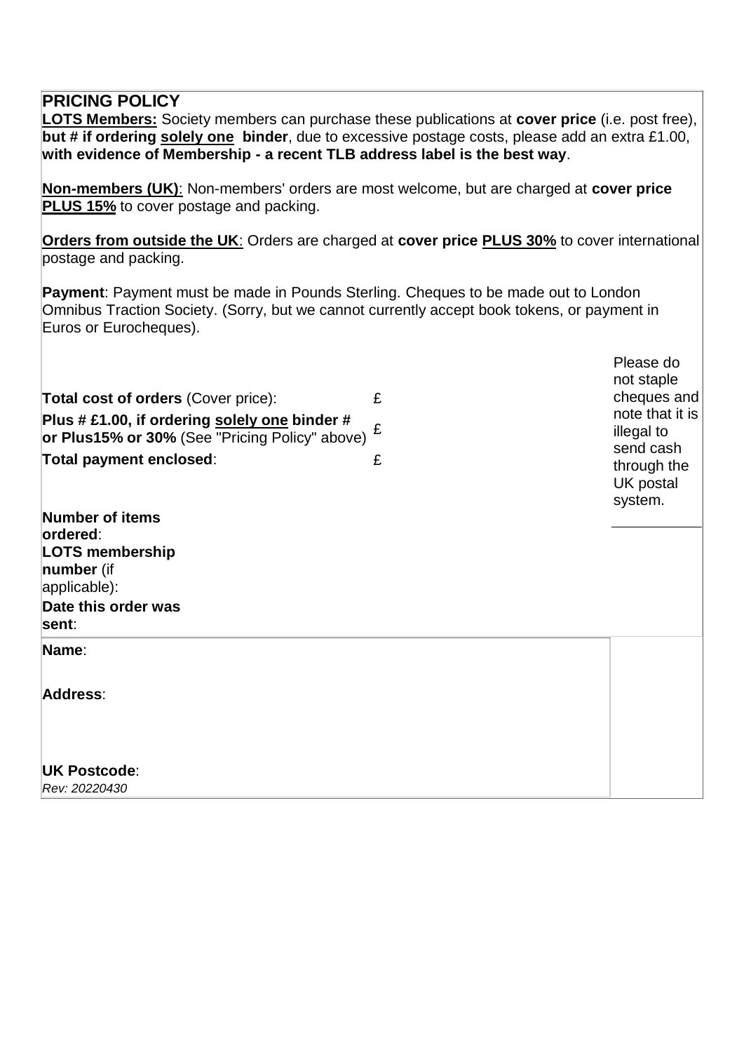## PRICING POLICY

**LOTS Members:** Society members can purchase these publications at **cover price** (i.e. post free), **but # if ordering solely one binder**, due to excessive postage costs, please add an extra £1.00, **with evidence of Membership - a recent TLB address label is the best way**.

**Non-members (UK)**: Non-members' orders are most welcome, but are charged at **cover price PLUS 15%** to cover postage and packing.

**Orders from outside the UK**: Orders are charged at **cover price PLUS 30%** to cover international postage and packing.

**Payment**: Payment must be made in Pounds Sterling. Cheques to be made out to London Omnibus Traction Society. (Sorry, but we cannot currently accept book tokens, or payment in Euros or Eurocheques).

| | |
|---|---|
| **Total cost of orders** (Cover price): | £ |
| **Plus # £1.00, if ordering solely one binder # or Plus15% or 30%** (See "Pricing Policy" above) | £ |
| **Total payment enclosed**: | £ |

Please do not staple cheques and note that it is illegal to send cash through the UK postal system.

**Number of items ordered**:

**LOTS membership number** (if applicable):

**Date this order was sent**:

**Name**:

**Address**:

**UK Postcode**:

*Rev: 20220430*